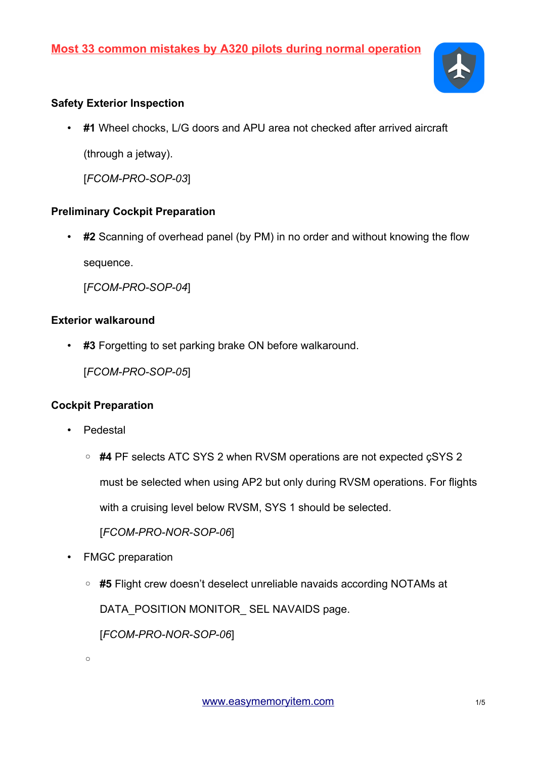# Most 33 common mistakes by A320 pilots during normal operation

### Safety Exterior Inspection

- **#1** Wheel chocks, L/G doors and APU area not checked after arrived aircraft (through a jetway).

  [*FCOM-PRO-SOP-03*]

### Preliminary Cockpit Preparation

- **#2** Scanning of overhead panel (by PM) in no order and without knowing the flow sequence.

  [*FCOM-PRO-SOP-04*]

### Exterior walkaround

- **#3** Forgetting to set parking brake ON before walkaround.

  [*FCOM-PRO-SOP-05*]

### Cockpit Preparation

- Pedestal
  - **#4** PF selects ATC SYS 2 when RVSM operations are not expected çSYS 2 must be selected when using AP2 but only during RVSM operations. For flights with a cruising level below RVSM, SYS 1 should be selected.

    [*FCOM-PRO-NOR-SOP-06*]
- FMGC preparation
  - **#5** Flight crew doesn't deselect unreliable navaids according NOTAMs at DATA_POSITION MONITOR_ SEL NAVAIDS page.

    [*FCOM-PRO-NOR-SOP-06*]
  -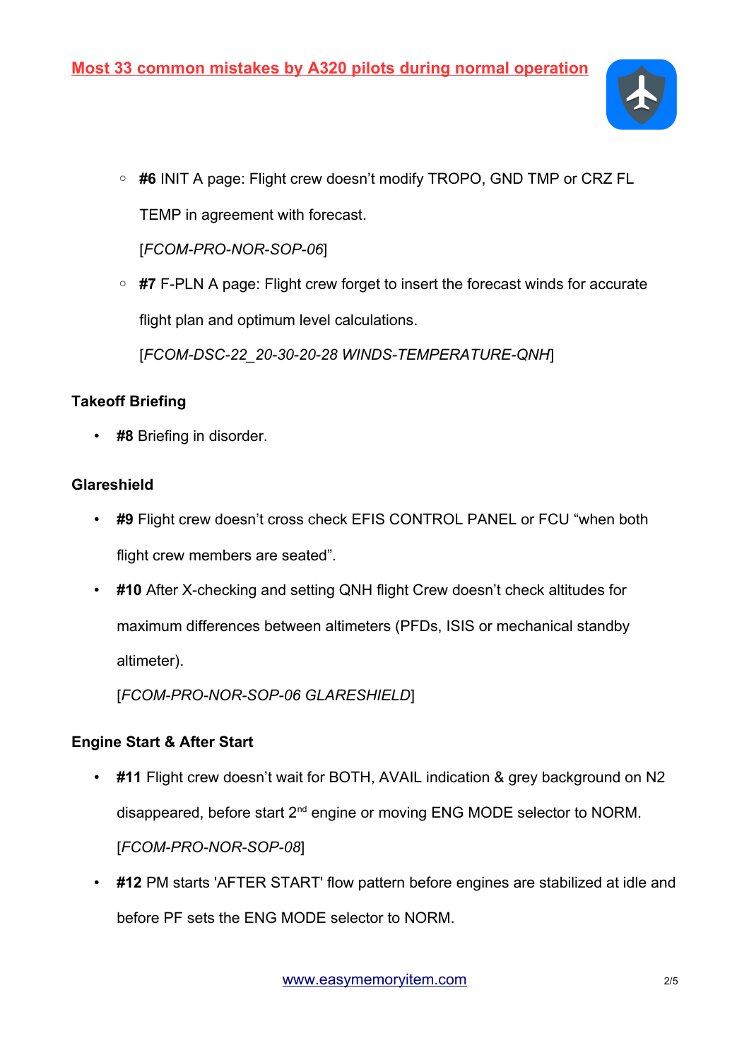- **#6** INIT A page: Flight crew doesn't modify TROPO, GND TMP or CRZ FL TEMP in agreement with forecast.
  [*FCOM-PRO-NOR-SOP-06*]
- **#7** F-PLN A page: Flight crew forget to insert the forecast winds for accurate flight plan and optimum level calculations.
  [*FCOM-DSC-22_20-30-20-28 WINDS-TEMPERATURE-QNH*]

**Takeoff Briefing**

- **#8** Briefing in disorder.

**Glareshield**

- **#9** Flight crew doesn't cross check EFIS CONTROL PANEL or FCU "when both flight crew members are seated".
- **#10** After X-checking and setting QNH flight Crew doesn't check altitudes for maximum differences between altimeters (PFDs, ISIS or mechanical standby altimeter).
  [*FCOM-PRO-NOR-SOP-06 GLARESHIELD*]

**Engine Start & After Start**

- **#11** Flight crew doesn't wait for BOTH, AVAIL indication & grey background on N2 disappeared, before start 2nd engine or moving ENG MODE selector to NORM.
  [*FCOM-PRO-NOR-SOP-08*]
- **#12** PM starts 'AFTER START' flow pattern before engines are stabilized at idle and before PF sets the ENG MODE selector to NORM.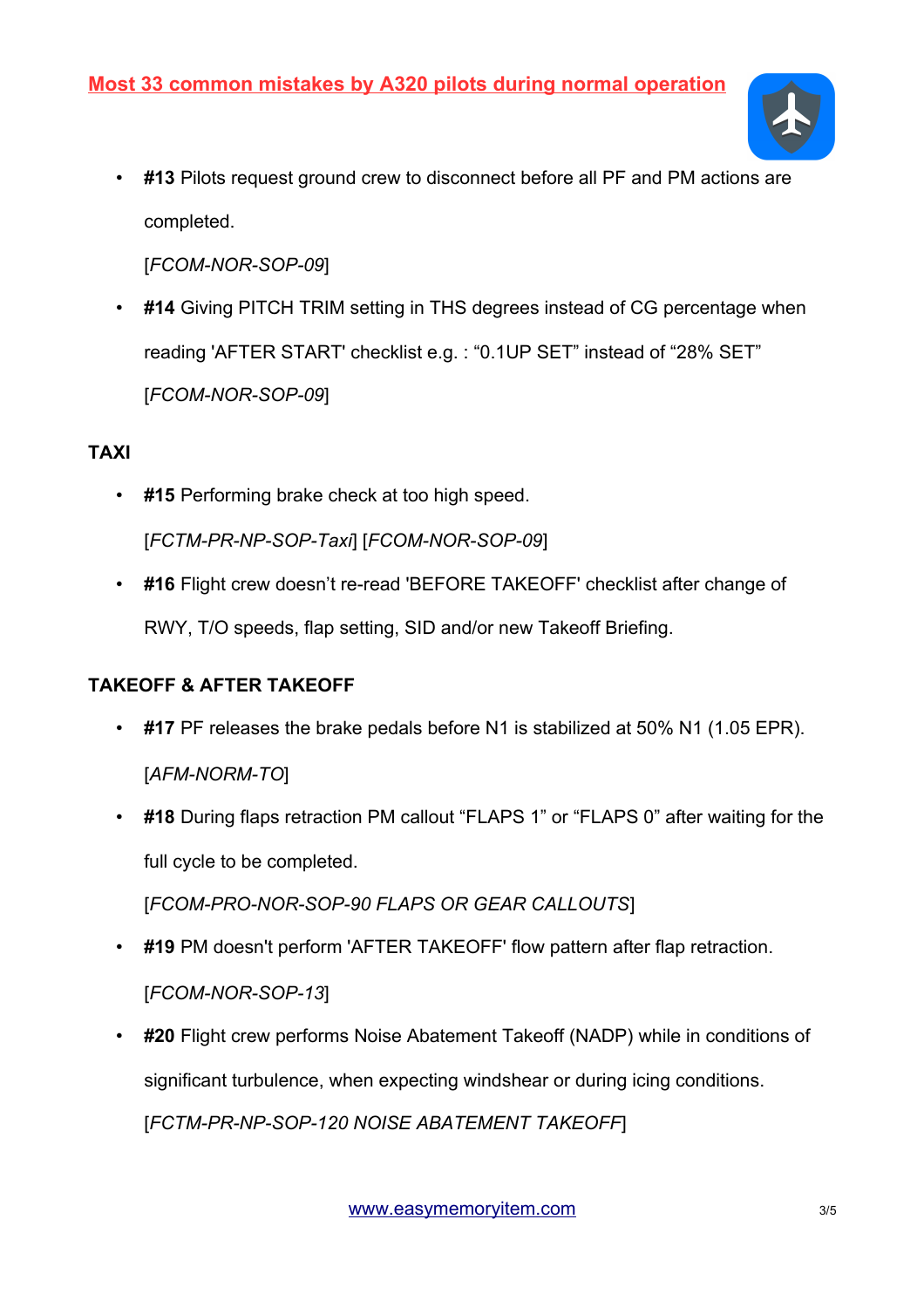**Most 33 common mistakes by A320 pilots during normal operation**

- **#13** Pilots request ground crew to disconnect before all PF and PM actions are completed.

  [*FCOM-NOR-SOP-09*]

- **#14** Giving PITCH TRIM setting in THS degrees instead of CG percentage when reading 'AFTER START' checklist e.g. : "0.1UP SET" instead of "28% SET"

  [*FCOM-NOR-SOP-09*]

**TAXI**

- **#15** Performing brake check at too high speed.

  [*FCTM-PR-NP-SOP-Taxi*] [*FCOM-NOR-SOP-09*]

- **#16** Flight crew doesn't re-read 'BEFORE TAKEOFF' checklist after change of RWY, T/O speeds, flap setting, SID and/or new Takeoff Briefing.

**TAKEOFF & AFTER TAKEOFF**

- **#17** PF releases the brake pedals before N1 is stabilized at 50% N1 (1.05 EPR).

  [*AFM-NORM-TO*]

- **#18** During flaps retraction PM callout "FLAPS 1" or "FLAPS 0" after waiting for the full cycle to be completed.

  [*FCOM-PRO-NOR-SOP-90 FLAPS OR GEAR CALLOUTS*]

- **#19** PM doesn't perform 'AFTER TAKEOFF' flow pattern after flap retraction.

  [*FCOM-NOR-SOP-13*]

- **#20** Flight crew performs Noise Abatement Takeoff (NADP) while in conditions of significant turbulence, when expecting windshear or during icing conditions.

  [*FCTM-PR-NP-SOP-120 NOISE ABATEMENT TAKEOFF*]

www.easymemoryitem.com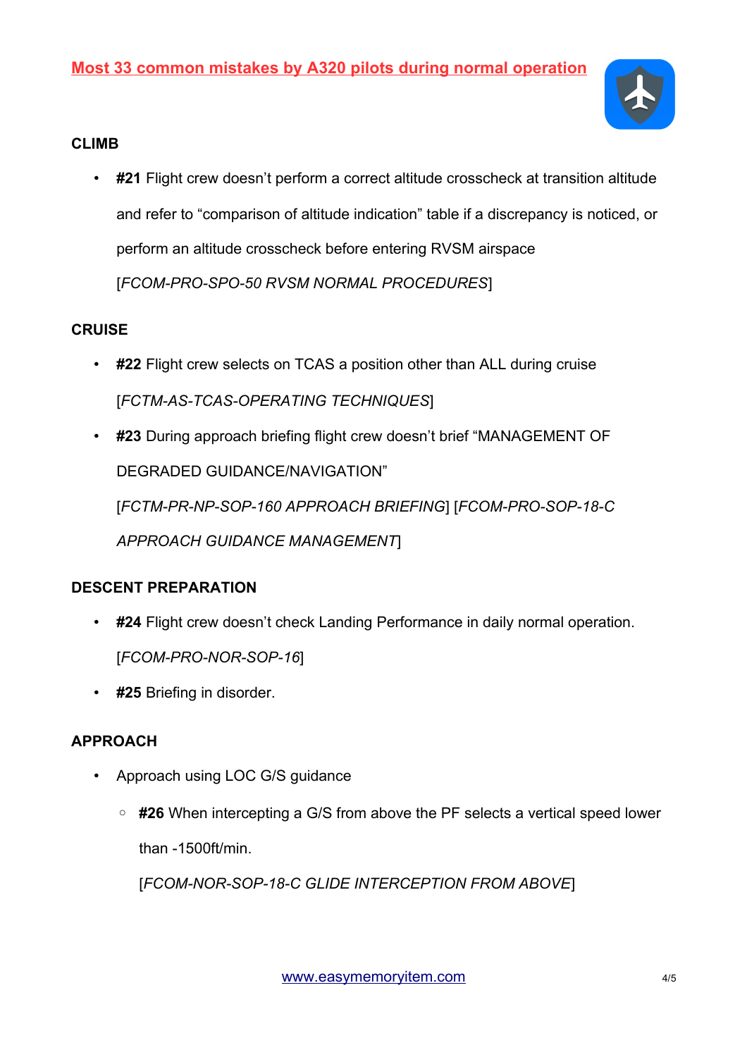Most 33 common mistakes by A320 pilots during normal operation

### CLIMB

- **#21** Flight crew doesn't perform a correct altitude crosscheck at transition altitude and refer to "comparison of altitude indication" table if a discrepancy is noticed, or perform an altitude crosscheck before entering RVSM airspace [*FCOM-PRO-SPO-50 RVSM NORMAL PROCEDURES*]

### CRUISE

- **#22** Flight crew selects on TCAS a position other than ALL during cruise [*FCTM-AS-TCAS-OPERATING TECHNIQUES*]
- **#23** During approach briefing flight crew doesn't brief "MANAGEMENT OF DEGRADED GUIDANCE/NAVIGATION" [*FCTM-PR-NP-SOP-160 APPROACH BRIEFING*] [*FCOM-PRO-SOP-18-C APPROACH GUIDANCE MANAGEMENT*]

### DESCENT PREPARATION

- **#24** Flight crew doesn't check Landing Performance in daily normal operation. [*FCOM-PRO-NOR-SOP-16*]
- **#25** Briefing in disorder.

### APPROACH

- Approach using LOC G/S guidance
  - **#26** When intercepting a G/S from above the PF selects a vertical speed lower than -1500ft/min. [*FCOM-NOR-SOP-18-C GLIDE INTERCEPTION FROM ABOVE*]

www.easymemoryitem.com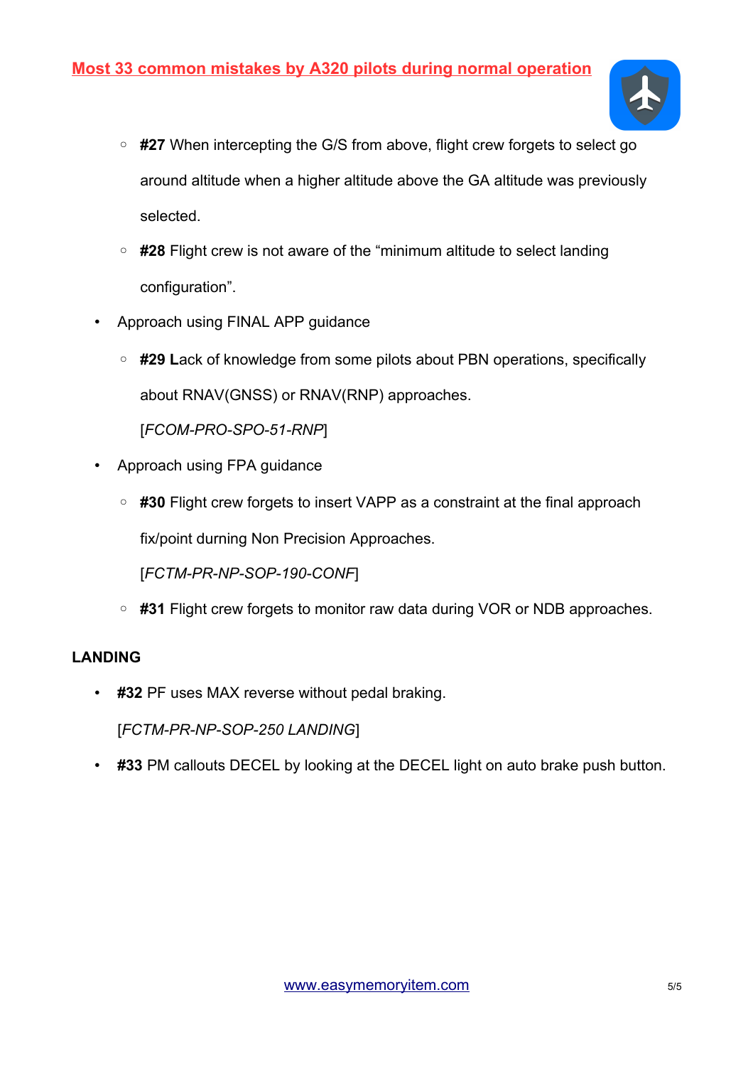- #27 When intercepting the G/S from above, flight crew forgets to select go around altitude when a higher altitude above the GA altitude was previously selected.
- #28 Flight crew is not aware of the "minimum altitude to select landing configuration".

- Approach using FINAL APP guidance
  - **#29 L**ack of knowledge from some pilots about PBN operations, specifically about RNAV(GNSS) or RNAV(RNP) approaches.

    [*FCOM-PRO-SPO-51-RNP*]
- Approach using FPA guidance
  - **#30** Flight crew forgets to insert VAPP as a constraint at the final approach fix/point durning Non Precision Approaches.

    [*FCTM-PR-NP-SOP-190-CONF*]
  - **#31** Flight crew forgets to monitor raw data during VOR or NDB approaches.

**LANDING**

- **#32** PF uses MAX reverse without pedal braking.

  [*FCTM-PR-NP-SOP-250 LANDING*]
- **#33** PM callouts DECEL by looking at the DECEL light on auto brake push button.

[www.easymemoryitem.com](http://www.easymemoryitem.com)